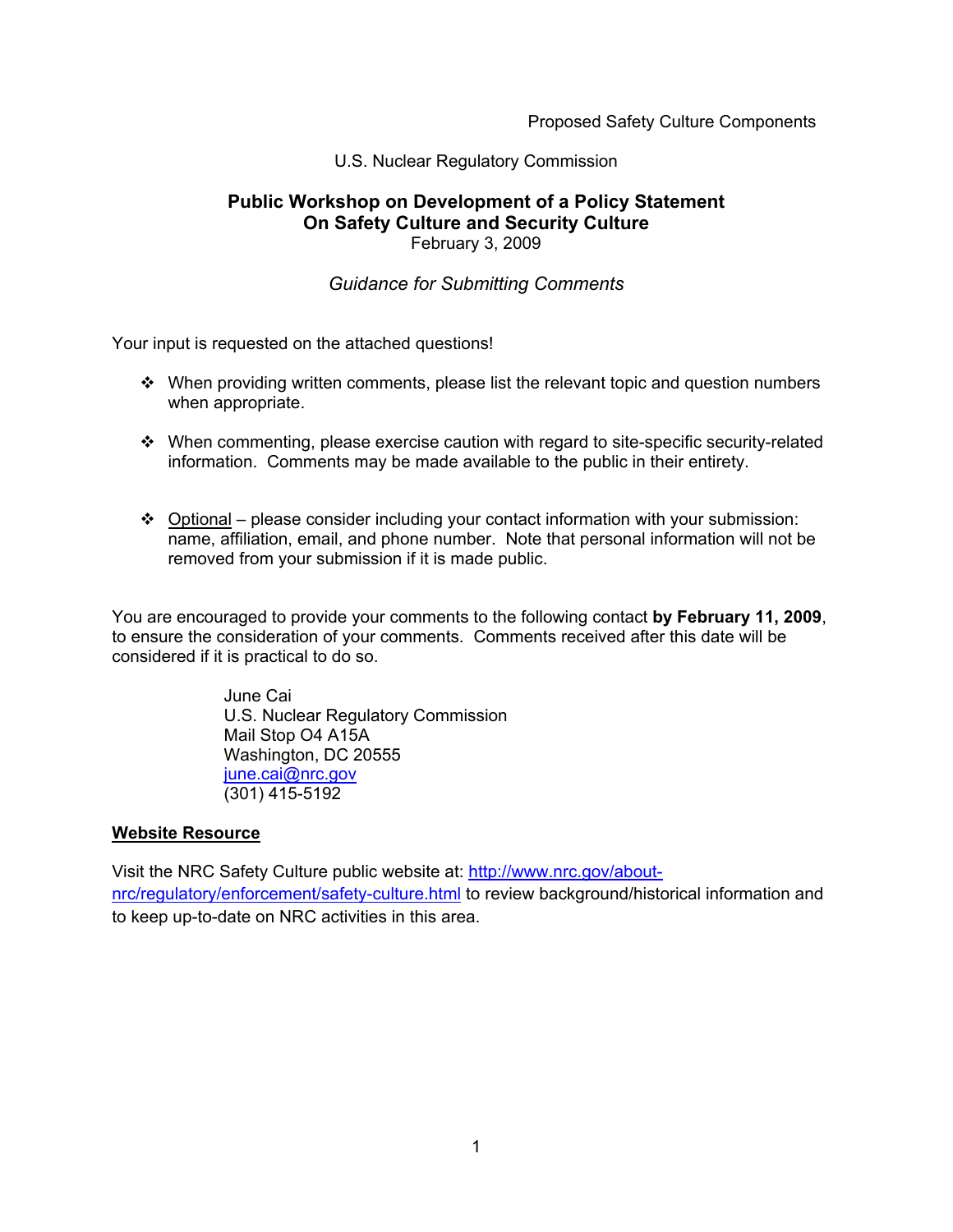Proposed Safety Culture Components

U.S. Nuclear Regulatory Commission

# Public Workshop on Development of a Policy Statement On Safety Culture and Security Culture

February 3, 2009

*Guidance for Submitting Comments*

Your input is requested on the attached questions!

- When providing written comments, please list the relevant topic and question numbers when appropriate.
- When commenting, please exercise caution with regard to site-specific security-related information. Comments may be made available to the public in their entirety.
- Optional – please consider including your contact information with your submission: name, affiliation, email, and phone number. Note that personal information will not be removed from your submission if it is made public.

You are encouraged to provide your comments to the following contact **by February 11, 2009**, to ensure the consideration of your comments. Comments received after this date will be considered if it is practical to do so.

> June Cai
> U.S. Nuclear Regulatory Commission
> Mail Stop O4 A15A
> Washington, DC 20555
> june.cai@nrc.gov
> (301) 415-5192

**Website Resource**

Visit the NRC Safety Culture public website at: http://www.nrc.gov/about-nrc/regulatory/enforcement/safety-culture.html to review background/historical information and to keep up-to-date on NRC activities in this area.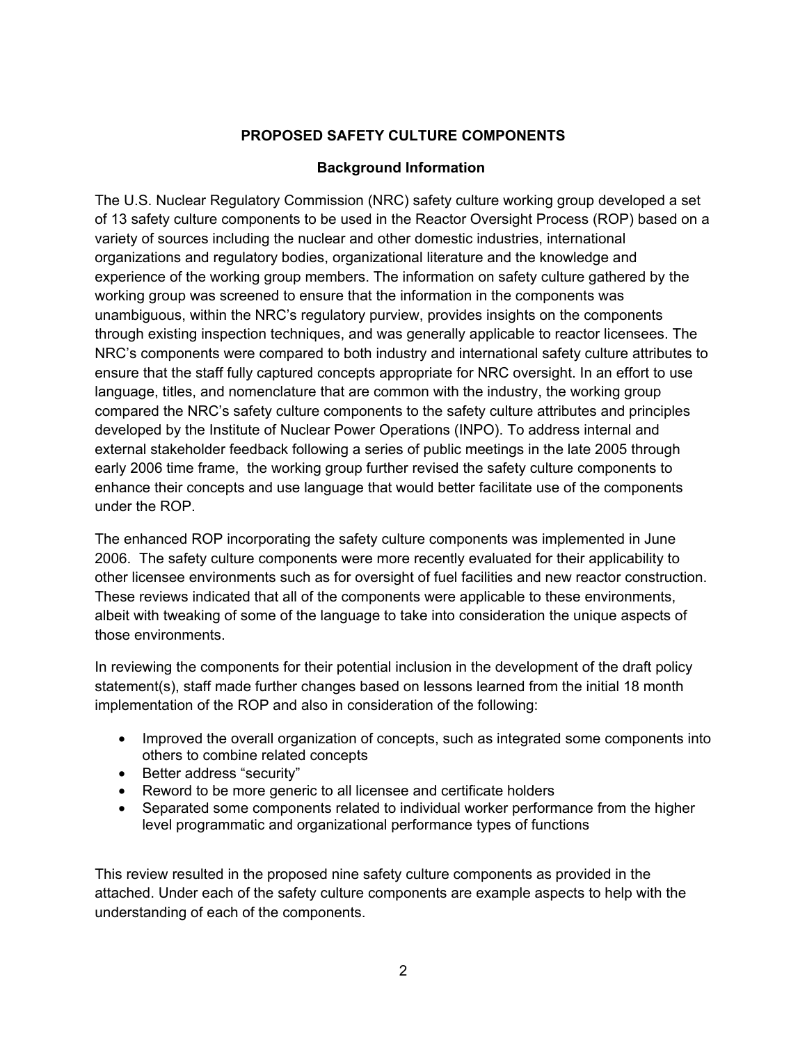## PROPOSED SAFETY CULTURE COMPONENTS

### Background Information

The U.S. Nuclear Regulatory Commission (NRC) safety culture working group developed a set of 13 safety culture components to be used in the Reactor Oversight Process (ROP) based on a variety of sources including the nuclear and other domestic industries, international organizations and regulatory bodies, organizational literature and the knowledge and experience of the working group members. The information on safety culture gathered by the working group was screened to ensure that the information in the components was unambiguous, within the NRC's regulatory purview, provides insights on the components through existing inspection techniques, and was generally applicable to reactor licensees. The NRC's components were compared to both industry and international safety culture attributes to ensure that the staff fully captured concepts appropriate for NRC oversight. In an effort to use language, titles, and nomenclature that are common with the industry, the working group compared the NRC's safety culture components to the safety culture attributes and principles developed by the Institute of Nuclear Power Operations (INPO). To address internal and external stakeholder feedback following a series of public meetings in the late 2005 through early 2006 time frame, the working group further revised the safety culture components to enhance their concepts and use language that would better facilitate use of the components under the ROP.

The enhanced ROP incorporating the safety culture components was implemented in June 2006. The safety culture components were more recently evaluated for their applicability to other licensee environments such as for oversight of fuel facilities and new reactor construction. These reviews indicated that all of the components were applicable to these environments, albeit with tweaking of some of the language to take into consideration the unique aspects of those environments.

In reviewing the components for their potential inclusion in the development of the draft policy statement(s), staff made further changes based on lessons learned from the initial 18 month implementation of the ROP and also in consideration of the following:

- Improved the overall organization of concepts, such as integrated some components into others to combine related concepts
- Better address "security"
- Reword to be more generic to all licensee and certificate holders
- Separated some components related to individual worker performance from the higher level programmatic and organizational performance types of functions

This review resulted in the proposed nine safety culture components as provided in the attached. Under each of the safety culture components are example aspects to help with the understanding of each of the components.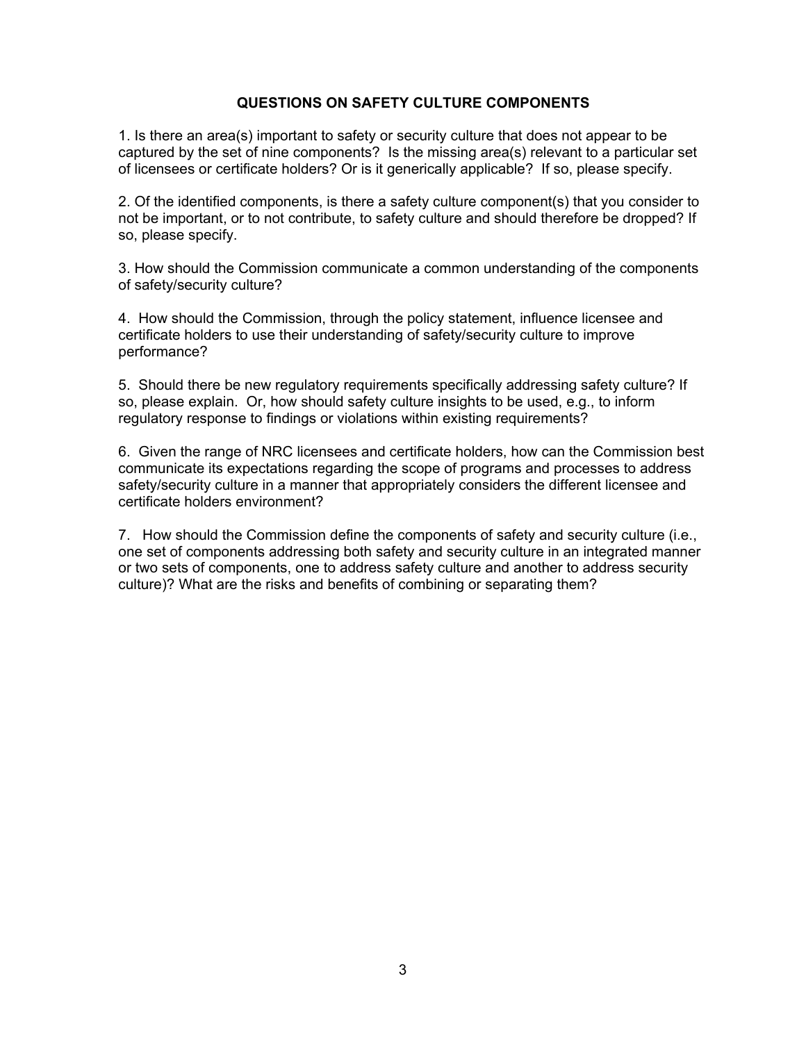## QUESTIONS ON SAFETY CULTURE COMPONENTS

1. Is there an area(s) important to safety or security culture that does not appear to be captured by the set of nine components? Is the missing area(s) relevant to a particular set of licensees or certificate holders? Or is it generically applicable? If so, please specify.

2. Of the identified components, is there a safety culture component(s) that you consider to not be important, or to not contribute, to safety culture and should therefore be dropped? If so, please specify.

3. How should the Commission communicate a common understanding of the components of safety/security culture?

4. How should the Commission, through the policy statement, influence licensee and certificate holders to use their understanding of safety/security culture to improve performance?

5. Should there be new regulatory requirements specifically addressing safety culture? If so, please explain. Or, how should safety culture insights to be used, e.g., to inform regulatory response to findings or violations within existing requirements?

6. Given the range of NRC licensees and certificate holders, how can the Commission best communicate its expectations regarding the scope of programs and processes to address safety/security culture in a manner that appropriately considers the different licensee and certificate holders environment?

7. How should the Commission define the components of safety and security culture (i.e., one set of components addressing both safety and security culture in an integrated manner or two sets of components, one to address safety culture and another to address security culture)? What are the risks and benefits of combining or separating them?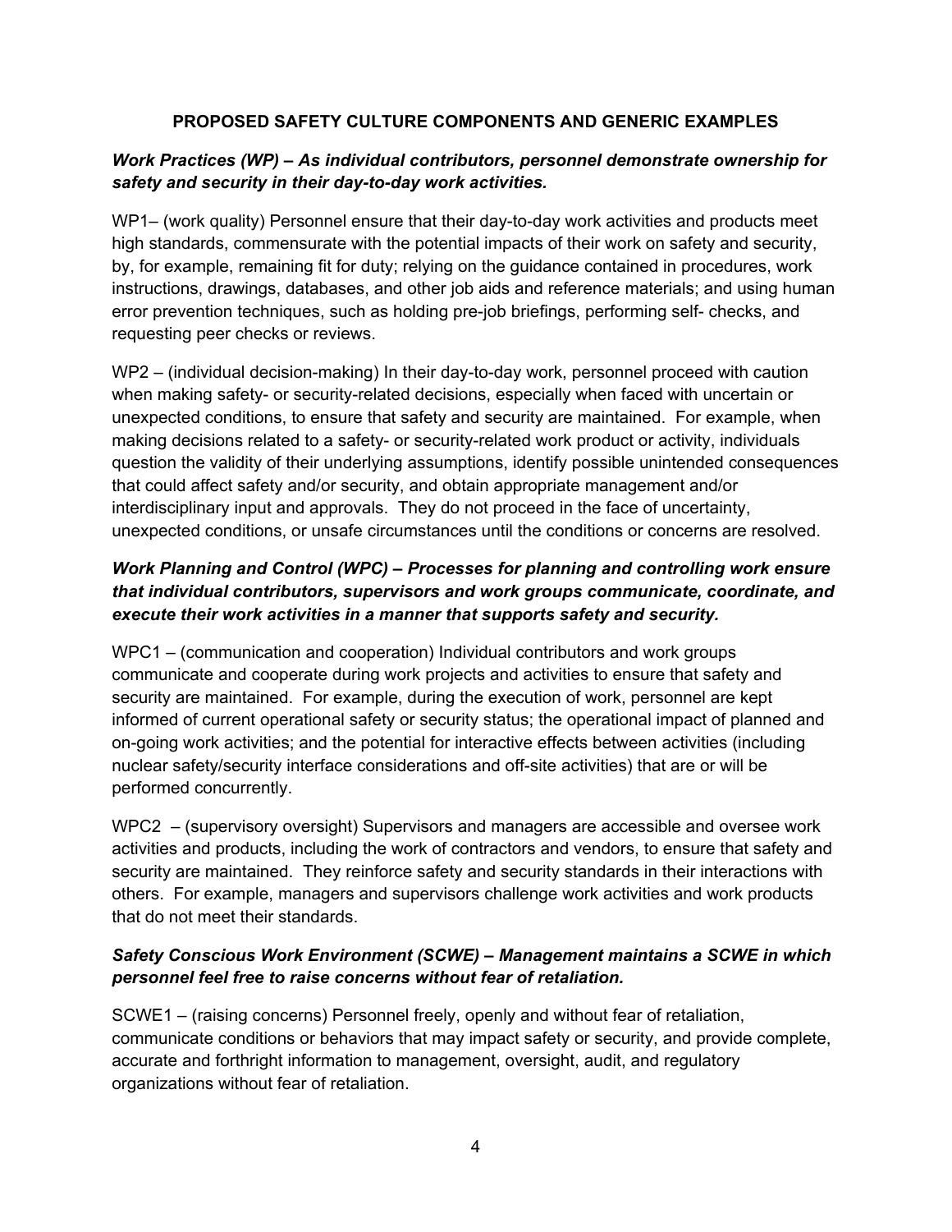## PROPOSED SAFETY CULTURE COMPONENTS AND GENERIC EXAMPLES

***Work Practices (WP) – As individual contributors, personnel demonstrate ownership for safety and security in their day-to-day work activities.***

WP1– (work quality) Personnel ensure that their day-to-day work activities and products meet high standards, commensurate with the potential impacts of their work on safety and security, by, for example, remaining fit for duty; relying on the guidance contained in procedures, work instructions, drawings, databases, and other job aids and reference materials; and using human error prevention techniques, such as holding pre-job briefings, performing self- checks, and requesting peer checks or reviews.

WP2 – (individual decision-making) In their day-to-day work, personnel proceed with caution when making safety- or security-related decisions, especially when faced with uncertain or unexpected conditions, to ensure that safety and security are maintained. For example, when making decisions related to a safety- or security-related work product or activity, individuals question the validity of their underlying assumptions, identify possible unintended consequences that could affect safety and/or security, and obtain appropriate management and/or interdisciplinary input and approvals. They do not proceed in the face of uncertainty, unexpected conditions, or unsafe circumstances until the conditions or concerns are resolved.

***Work Planning and Control (WPC) – Processes for planning and controlling work ensure that individual contributors, supervisors and work groups communicate, coordinate, and execute their work activities in a manner that supports safety and security.***

WPC1 – (communication and cooperation) Individual contributors and work groups communicate and cooperate during work projects and activities to ensure that safety and security are maintained. For example, during the execution of work, personnel are kept informed of current operational safety or security status; the operational impact of planned and on-going work activities; and the potential for interactive effects between activities (including nuclear safety/security interface considerations and off-site activities) that are or will be performed concurrently.

WPC2 – (supervisory oversight) Supervisors and managers are accessible and oversee work activities and products, including the work of contractors and vendors, to ensure that safety and security are maintained. They reinforce safety and security standards in their interactions with others. For example, managers and supervisors challenge work activities and work products that do not meet their standards.

***Safety Conscious Work Environment (SCWE) – Management maintains a SCWE in which personnel feel free to raise concerns without fear of retaliation.***

SCWE1 – (raising concerns) Personnel freely, openly and without fear of retaliation, communicate conditions or behaviors that may impact safety or security, and provide complete, accurate and forthright information to management, oversight, audit, and regulatory organizations without fear of retaliation.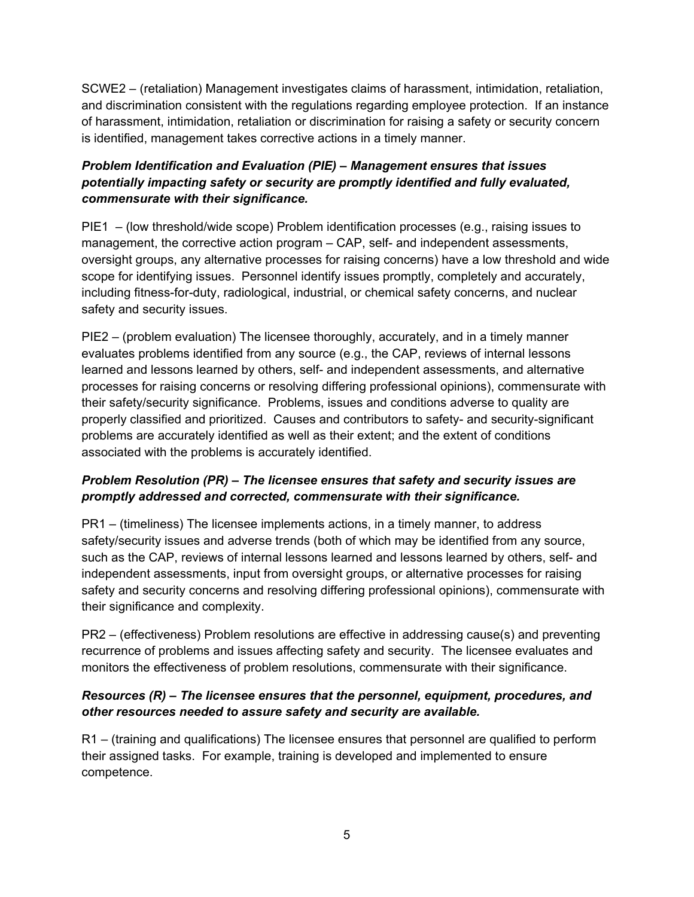SCWE2 – (retaliation) Management investigates claims of harassment, intimidation, retaliation, and discrimination consistent with the regulations regarding employee protection. If an instance of harassment, intimidation, retaliation or discrimination for raising a safety or security concern is identified, management takes corrective actions in a timely manner.

***Problem Identification and Evaluation (PIE) – Management ensures that issues potentially impacting safety or security are promptly identified and fully evaluated, commensurate with their significance.***

PIE1 – (low threshold/wide scope) Problem identification processes (e.g., raising issues to management, the corrective action program – CAP, self- and independent assessments, oversight groups, any alternative processes for raising concerns) have a low threshold and wide scope for identifying issues. Personnel identify issues promptly, completely and accurately, including fitness-for-duty, radiological, industrial, or chemical safety concerns, and nuclear safety and security issues.

PIE2 – (problem evaluation) The licensee thoroughly, accurately, and in a timely manner evaluates problems identified from any source (e.g., the CAP, reviews of internal lessons learned and lessons learned by others, self- and independent assessments, and alternative processes for raising concerns or resolving differing professional opinions), commensurate with their safety/security significance. Problems, issues and conditions adverse to quality are properly classified and prioritized. Causes and contributors to safety- and security-significant problems are accurately identified as well as their extent; and the extent of conditions associated with the problems is accurately identified.

***Problem Resolution (PR) – The licensee ensures that safety and security issues are promptly addressed and corrected, commensurate with their significance.***

PR1 – (timeliness) The licensee implements actions, in a timely manner, to address safety/security issues and adverse trends (both of which may be identified from any source, such as the CAP, reviews of internal lessons learned and lessons learned by others, self- and independent assessments, input from oversight groups, or alternative processes for raising safety and security concerns and resolving differing professional opinions), commensurate with their significance and complexity.

PR2 – (effectiveness) Problem resolutions are effective in addressing cause(s) and preventing recurrence of problems and issues affecting safety and security. The licensee evaluates and monitors the effectiveness of problem resolutions, commensurate with their significance.

***Resources (R) – The licensee ensures that the personnel, equipment, procedures, and other resources needed to assure safety and security are available.***

R1 – (training and qualifications) The licensee ensures that personnel are qualified to perform their assigned tasks. For example, training is developed and implemented to ensure competence.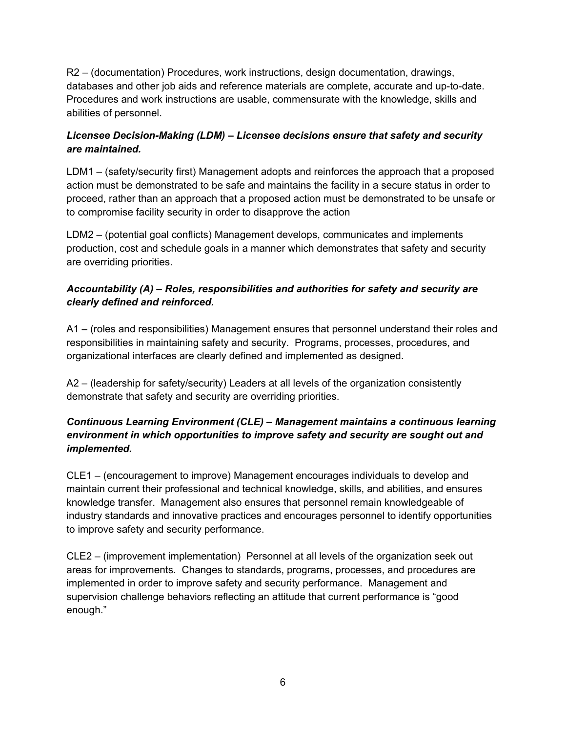R2 – (documentation) Procedures, work instructions, design documentation, drawings, databases and other job aids and reference materials are complete, accurate and up-to-date. Procedures and work instructions are usable, commensurate with the knowledge, skills and abilities of personnel.

***Licensee Decision-Making (LDM) – Licensee decisions ensure that safety and security are maintained.***

LDM1 – (safety/security first) Management adopts and reinforces the approach that a proposed action must be demonstrated to be safe and maintains the facility in a secure status in order to proceed, rather than an approach that a proposed action must be demonstrated to be unsafe or to compromise facility security in order to disapprove the action

LDM2 – (potential goal conflicts) Management develops, communicates and implements production, cost and schedule goals in a manner which demonstrates that safety and security are overriding priorities.

***Accountability (A) – Roles, responsibilities and authorities for safety and security are clearly defined and reinforced.***

A1 – (roles and responsibilities) Management ensures that personnel understand their roles and responsibilities in maintaining safety and security. Programs, processes, procedures, and organizational interfaces are clearly defined and implemented as designed.

A2 – (leadership for safety/security) Leaders at all levels of the organization consistently demonstrate that safety and security are overriding priorities.

***Continuous Learning Environment (CLE) – Management maintains a continuous learning environment in which opportunities to improve safety and security are sought out and implemented.***

CLE1 – (encouragement to improve) Management encourages individuals to develop and maintain current their professional and technical knowledge, skills, and abilities, and ensures knowledge transfer. Management also ensures that personnel remain knowledgeable of industry standards and innovative practices and encourages personnel to identify opportunities to improve safety and security performance.

CLE2 – (improvement implementation) Personnel at all levels of the organization seek out areas for improvements. Changes to standards, programs, processes, and procedures are implemented in order to improve safety and security performance. Management and supervision challenge behaviors reflecting an attitude that current performance is "good enough."